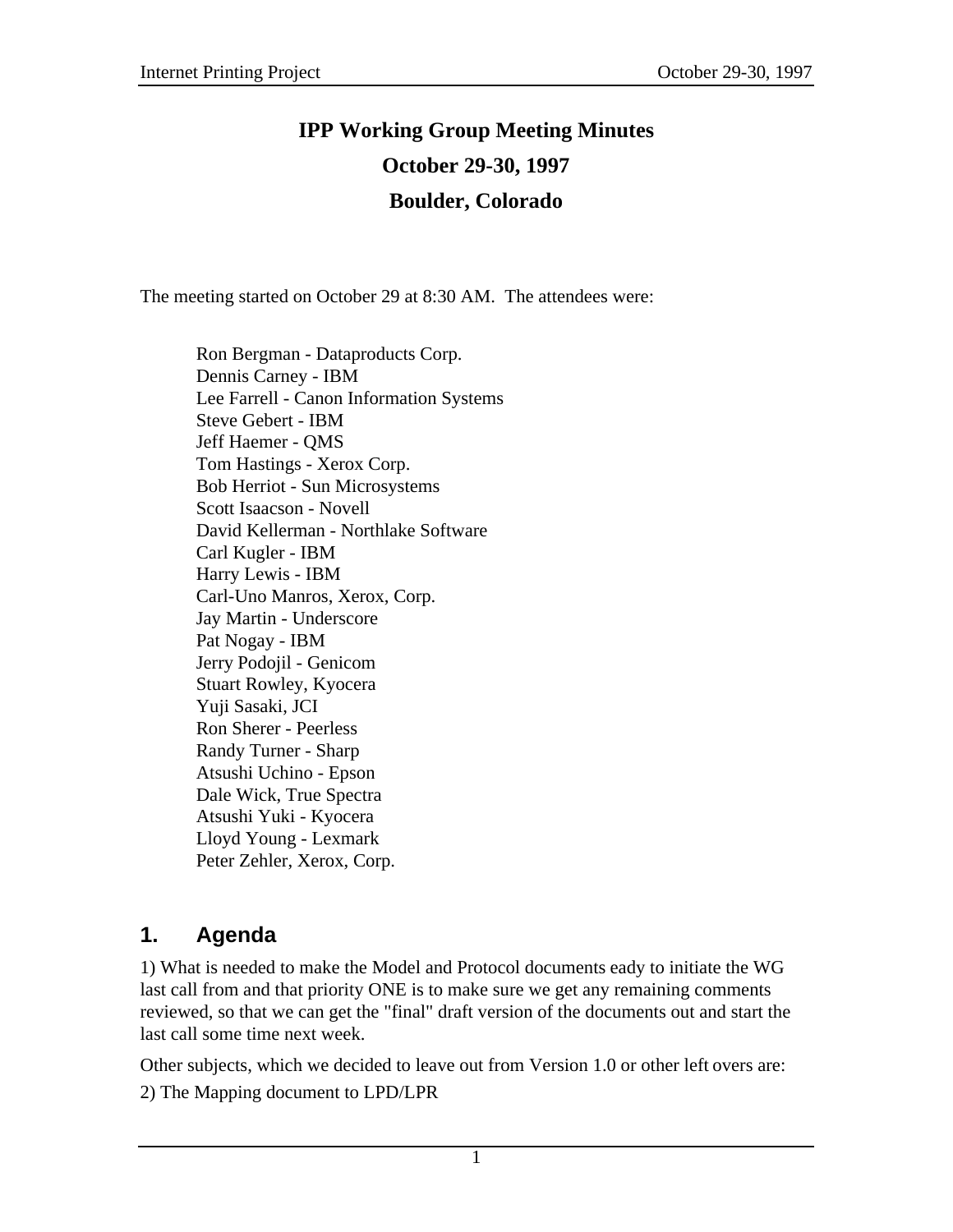# IPP Working Group Meeting Minutes

# October 29-30, 1997

# Boulder, Colorado

The meeting started on October 29 at 8:30 AM. The attendees were:

Ron Bergman - Dataproducts Corp.
Dennis Carney - IBM
Lee Farrell - Canon Information Systems
Steve Gebert - IBM
Jeff Haemer - QMS
Tom Hastings - Xerox Corp.
Bob Herriot - Sun Microsystems
Scott Isaacson - Novell
David Kellerman - Northlake Software
Carl Kugler - IBM
Harry Lewis - IBM
Carl-Uno Manros, Xerox, Corp.
Jay Martin - Underscore
Pat Nogay - IBM
Jerry Podojil - Genicom
Stuart Rowley, Kyocera
Yuji Sasaki, JCI
Ron Sherer - Peerless
Randy Turner - Sharp
Atsushi Uchino - Epson
Dale Wick, True Spectra
Atsushi Yuki - Kyocera
Lloyd Young - Lexmark
Peter Zehler, Xerox, Corp.

## 1. Agenda

1) What is needed to make the Model and Protocol documents eady to initiate the WG last call from and that priority ONE is to make sure we get any remaining comments reviewed, so that we can get the "final" draft version of the documents out and start the last call some time next week.

Other subjects, which we decided to leave out from Version 1.0 or other left overs are:

2) The Mapping document to LPD/LPR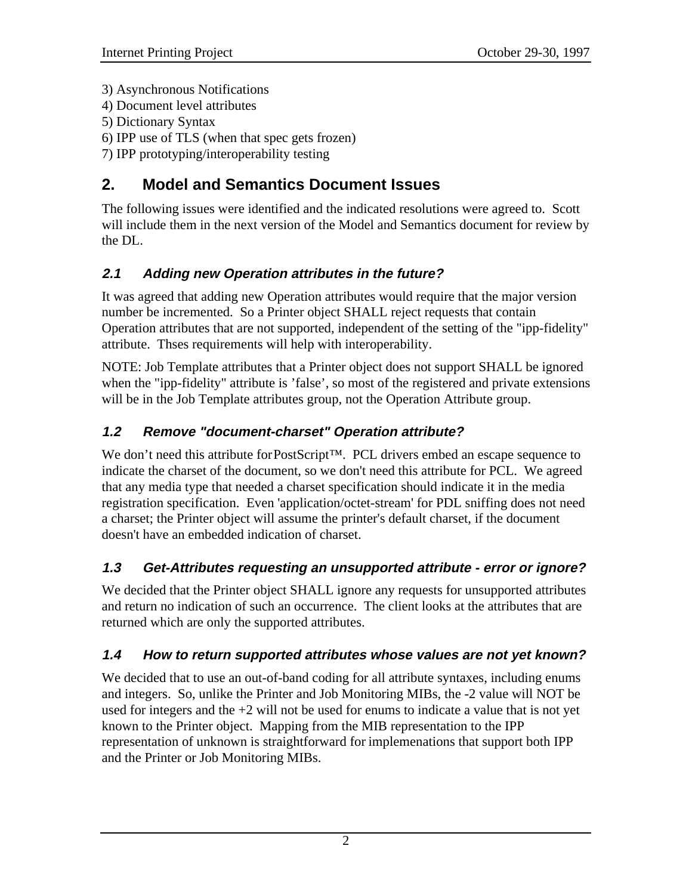3) Asynchronous Notifications
4) Document level attributes
5) Dictionary Syntax
6) IPP use of TLS (when that spec gets frozen)
7) IPP prototyping/interoperability testing

# 2. Model and Semantics Document Issues

The following issues were identified and the indicated resolutions were agreed to. Scott will include them in the next version of the Model and Semantics document for review by the DL.

## *2.1 Adding new Operation attributes in the future?*

It was agreed that adding new Operation attributes would require that the major version number be incremented. So a Printer object SHALL reject requests that contain Operation attributes that are not supported, independent of the setting of the "ipp-fidelity" attribute. Thses requirements will help with interoperability.

NOTE: Job Template attributes that a Printer object does not support SHALL be ignored when the "ipp-fidelity" attribute is 'false', so most of the registered and private extensions will be in the Job Template attributes group, not the Operation Attribute group.

## *1.2 Remove "document-charset" Operation attribute?*

We don't need this attribute for PostScript™. PCL drivers embed an escape sequence to indicate the charset of the document, so we don't need this attribute for PCL. We agreed that any media type that needed a charset specification should indicate it in the media registration specification. Even 'application/octet-stream' for PDL sniffing does not need a charset; the Printer object will assume the printer's default charset, if the document doesn't have an embedded indication of charset.

## *1.3 Get-Attributes requesting an unsupported attribute - error or ignore?*

We decided that the Printer object SHALL ignore any requests for unsupported attributes and return no indication of such an occurrence. The client looks at the attributes that are returned which are only the supported attributes.

## *1.4 How to return supported attributes whose values are not yet known?*

We decided that to use an out-of-band coding for all attribute syntaxes, including enums and integers. So, unlike the Printer and Job Monitoring MIBs, the -2 value will NOT be used for integers and the +2 will not be used for enums to indicate a value that is not yet known to the Printer object. Mapping from the MIB representation to the IPP representation of unknown is straightforward for implemenations that support both IPP and the Printer or Job Monitoring MIBs.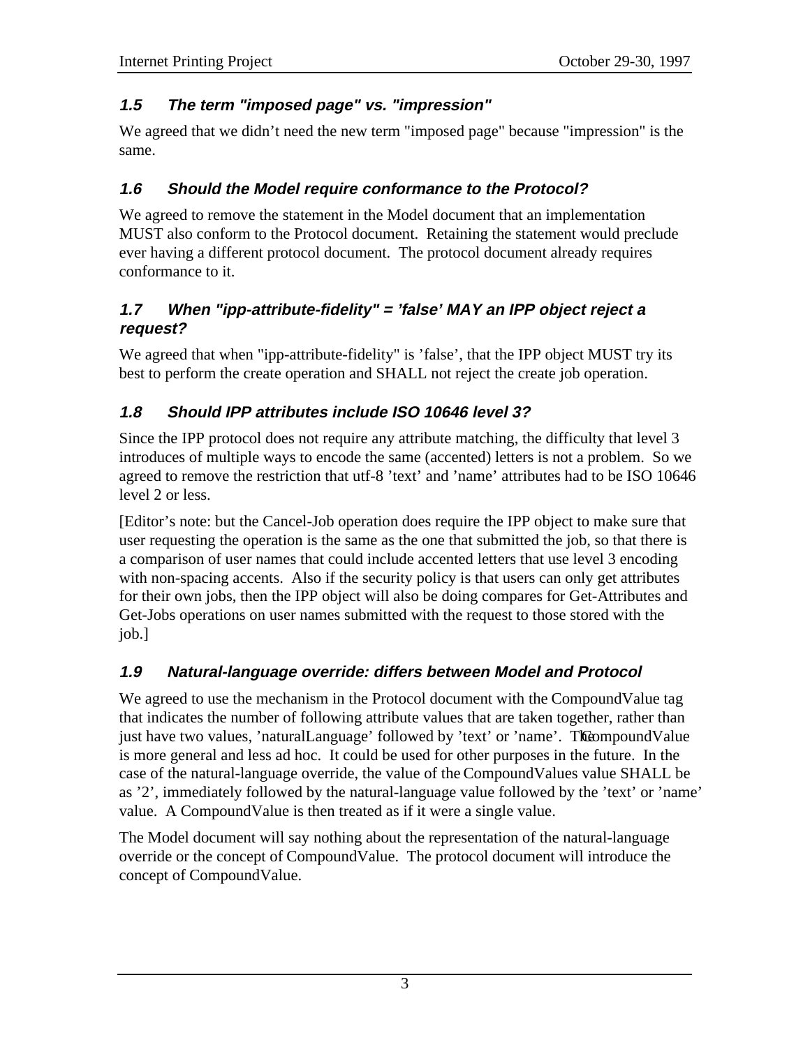### 1.5 The term "imposed page" vs. "impression"

We agreed that we didn't need the new term "imposed page" because "impression" is the same.

### 1.6 Should the Model require conformance to the Protocol?

We agreed to remove the statement in the Model document that an implementation MUST also conform to the Protocol document. Retaining the statement would preclude ever having a different protocol document. The protocol document already requires conformance to it.

### 1.7 When "ipp-attribute-fidelity" = 'false' MAY an IPP object reject a request?

We agreed that when "ipp-attribute-fidelity" is 'false', that the IPP object MUST try its best to perform the create operation and SHALL not reject the create job operation.

### 1.8 Should IPP attributes include ISO 10646 level 3?

Since the IPP protocol does not require any attribute matching, the difficulty that level 3 introduces of multiple ways to encode the same (accented) letters is not a problem. So we agreed to remove the restriction that utf-8 'text' and 'name' attributes had to be ISO 10646 level 2 or less.

[Editor's note: but the Cancel-Job operation does require the IPP object to make sure that user requesting the operation is the same as the one that submitted the job, so that there is a comparison of user names that could include accented letters that use level 3 encoding with non-spacing accents. Also if the security policy is that users can only get attributes for their own jobs, then the IPP object will also be doing compares for Get-Attributes and Get-Jobs operations on user names submitted with the request to those stored with the job.]

### 1.9 Natural-language override: differs between Model and Protocol

We agreed to use the mechanism in the Protocol document with the CompoundValue tag that indicates the number of following attribute values that are taken together, rather than just have two values, 'naturalLanguage' followed by 'text' or 'name'. The CompoundValue is more general and less ad hoc. It could be used for other purposes in the future. In the case of the natural-language override, the value of the CompoundValues value SHALL be as '2', immediately followed by the natural-language value followed by the 'text' or 'name' value. A CompoundValue is then treated as if it were a single value.

The Model document will say nothing about the representation of the natural-language override or the concept of CompoundValue. The protocol document will introduce the concept of CompoundValue.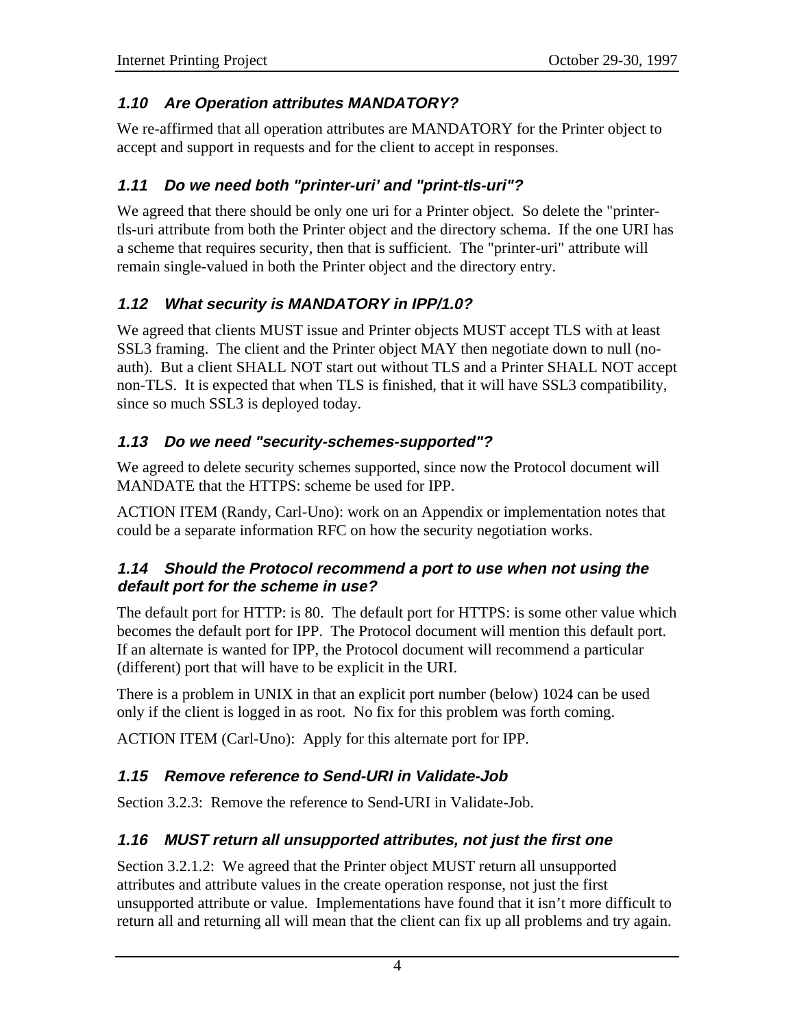### 1.10 Are Operation attributes MANDATORY?

We re-affirmed that all operation attributes are MANDATORY for the Printer object to accept and support in requests and for the client to accept in responses.

### 1.11 Do we need both "printer-uri' and "print-tls-uri"?

We agreed that there should be only one uri for a Printer object. So delete the "printer-tls-uri attribute from both the Printer object and the directory schema. If the one URI has a scheme that requires security, then that is sufficient. The "printer-uri" attribute will remain single-valued in both the Printer object and the directory entry.

### 1.12 What security is MANDATORY in IPP/1.0?

We agreed that clients MUST issue and Printer objects MUST accept TLS with at least SSL3 framing. The client and the Printer object MAY then negotiate down to null (no-auth). But a client SHALL NOT start out without TLS and a Printer SHALL NOT accept non-TLS. It is expected that when TLS is finished, that it will have SSL3 compatibility, since so much SSL3 is deployed today.

### 1.13 Do we need "security-schemes-supported"?

We agreed to delete security schemes supported, since now the Protocol document will MANDATE that the HTTPS: scheme be used for IPP.

ACTION ITEM (Randy, Carl-Uno): work on an Appendix or implementation notes that could be a separate information RFC on how the security negotiation works.

### 1.14 Should the Protocol recommend a port to use when not using the default port for the scheme in use?

The default port for HTTP: is 80. The default port for HTTPS: is some other value which becomes the default port for IPP. The Protocol document will mention this default port. If an alternate is wanted for IPP, the Protocol document will recommend a particular (different) port that will have to be explicit in the URI.

There is a problem in UNIX in that an explicit port number (below) 1024 can be used only if the client is logged in as root. No fix for this problem was forth coming.

ACTION ITEM (Carl-Uno): Apply for this alternate port for IPP.

### 1.15 Remove reference to Send-URI in Validate-Job

Section 3.2.3: Remove the reference to Send-URI in Validate-Job.

### 1.16 MUST return all unsupported attributes, not just the first one

Section 3.2.1.2: We agreed that the Printer object MUST return all unsupported attributes and attribute values in the create operation response, not just the first unsupported attribute or value. Implementations have found that it isn't more difficult to return all and returning all will mean that the client can fix up all problems and try again.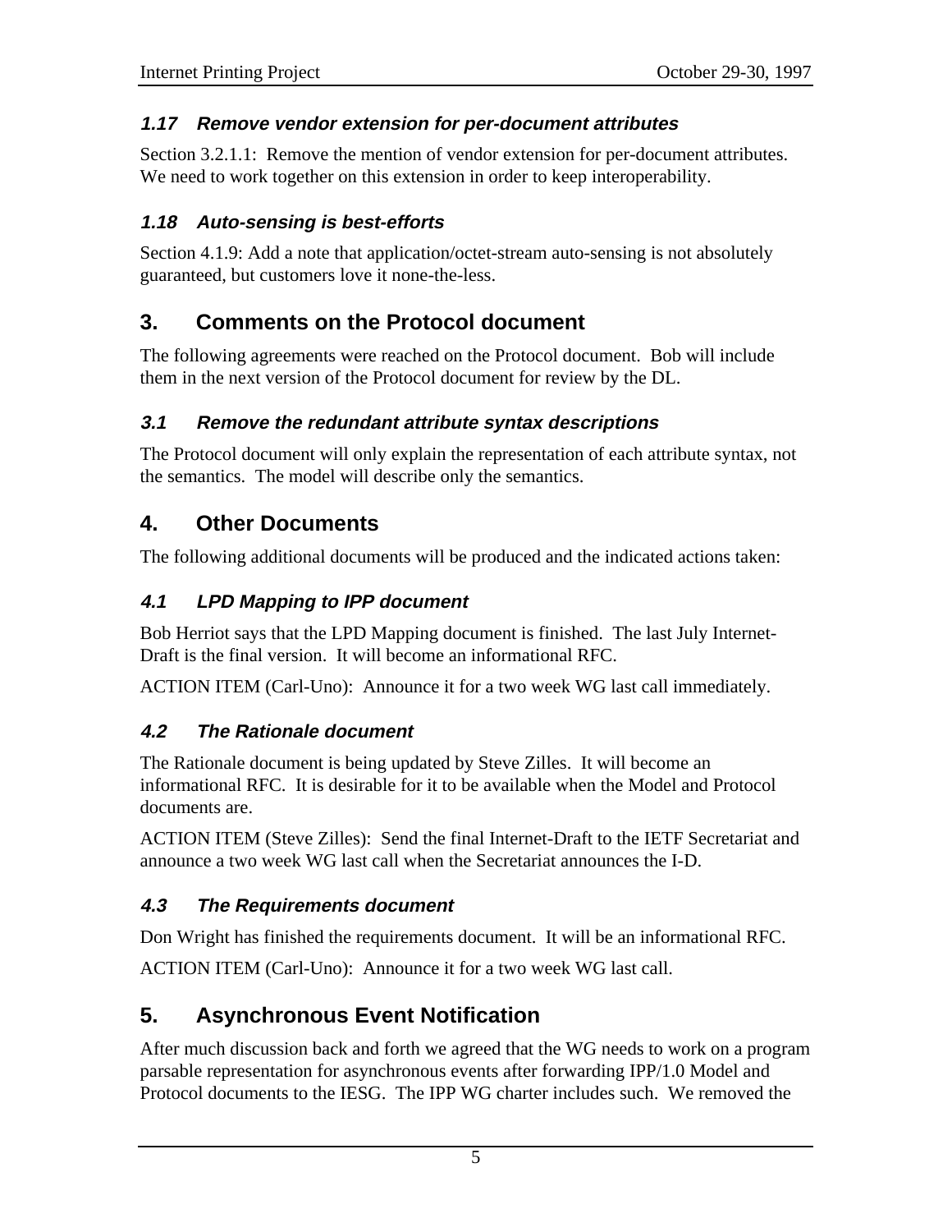### *1.17 Remove vendor extension for per-document attributes*

Section 3.2.1.1: Remove the mention of vendor extension for per-document attributes. We need to work together on this extension in order to keep interoperability.

### *1.18 Auto-sensing is best-efforts*

Section 4.1.9: Add a note that application/octet-stream auto-sensing is not absolutely guaranteed, but customers love it none-the-less.

## 3. Comments on the Protocol document

The following agreements were reached on the Protocol document. Bob will include them in the next version of the Protocol document for review by the DL.

### *3.1 Remove the redundant attribute syntax descriptions*

The Protocol document will only explain the representation of each attribute syntax, not the semantics. The model will describe only the semantics.

## 4. Other Documents

The following additional documents will be produced and the indicated actions taken:

### *4.1 LPD Mapping to IPP document*

Bob Herriot says that the LPD Mapping document is finished. The last July Internet-Draft is the final version. It will become an informational RFC.

ACTION ITEM (Carl-Uno): Announce it for a two week WG last call immediately.

### *4.2 The Rationale document*

The Rationale document is being updated by Steve Zilles. It will become an informational RFC. It is desirable for it to be available when the Model and Protocol documents are.

ACTION ITEM (Steve Zilles): Send the final Internet-Draft to the IETF Secretariat and announce a two week WG last call when the Secretariat announces the I-D.

### *4.3 The Requirements document*

Don Wright has finished the requirements document. It will be an informational RFC.

ACTION ITEM (Carl-Uno): Announce it for a two week WG last call.

## 5. Asynchronous Event Notification

After much discussion back and forth we agreed that the WG needs to work on a program parsable representation for asynchronous events after forwarding IPP/1.0 Model and Protocol documents to the IESG. The IPP WG charter includes such. We removed the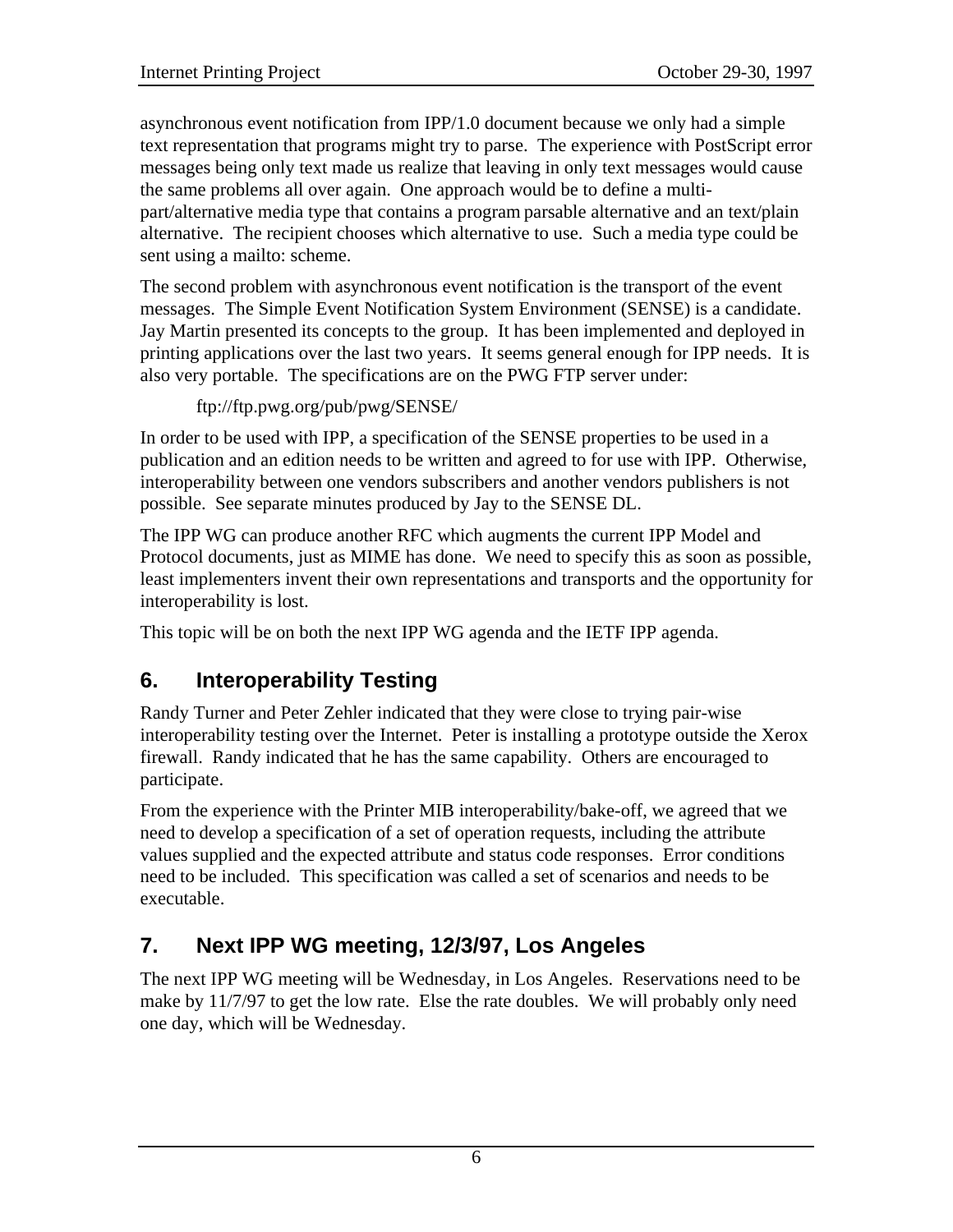asynchronous event notification from IPP/1.0 document because we only had a simple text representation that programs might try to parse. The experience with PostScript error messages being only text made us realize that leaving in only text messages would cause the same problems all over again. One approach would be to define a multi-part/alternative media type that contains a program parsable alternative and an text/plain alternative. The recipient chooses which alternative to use. Such a media type could be sent using a mailto: scheme.

The second problem with asynchronous event notification is the transport of the event messages. The Simple Event Notification System Environment (SENSE) is a candidate. Jay Martin presented its concepts to the group. It has been implemented and deployed in printing applications over the last two years. It seems general enough for IPP needs. It is also very portable. The specifications are on the PWG FTP server under:

ftp://ftp.pwg.org/pub/pwg/SENSE/

In order to be used with IPP, a specification of the SENSE properties to be used in a publication and an edition needs to be written and agreed to for use with IPP. Otherwise, interoperability between one vendors subscribers and another vendors publishers is not possible. See separate minutes produced by Jay to the SENSE DL.

The IPP WG can produce another RFC which augments the current IPP Model and Protocol documents, just as MIME has done. We need to specify this as soon as possible, least implementers invent their own representations and transports and the opportunity for interoperability is lost.

This topic will be on both the next IPP WG agenda and the IETF IPP agenda.

## 6. Interoperability Testing

Randy Turner and Peter Zehler indicated that they were close to trying pair-wise interoperability testing over the Internet. Peter is installing a prototype outside the Xerox firewall. Randy indicated that he has the same capability. Others are encouraged to participate.

From the experience with the Printer MIB interoperability/bake-off, we agreed that we need to develop a specification of a set of operation requests, including the attribute values supplied and the expected attribute and status code responses. Error conditions need to be included. This specification was called a set of scenarios and needs to be executable.

## 7. Next IPP WG meeting, 12/3/97, Los Angeles

The next IPP WG meeting will be Wednesday, in Los Angeles. Reservations need to be make by 11/7/97 to get the low rate. Else the rate doubles. We will probably only need one day, which will be Wednesday.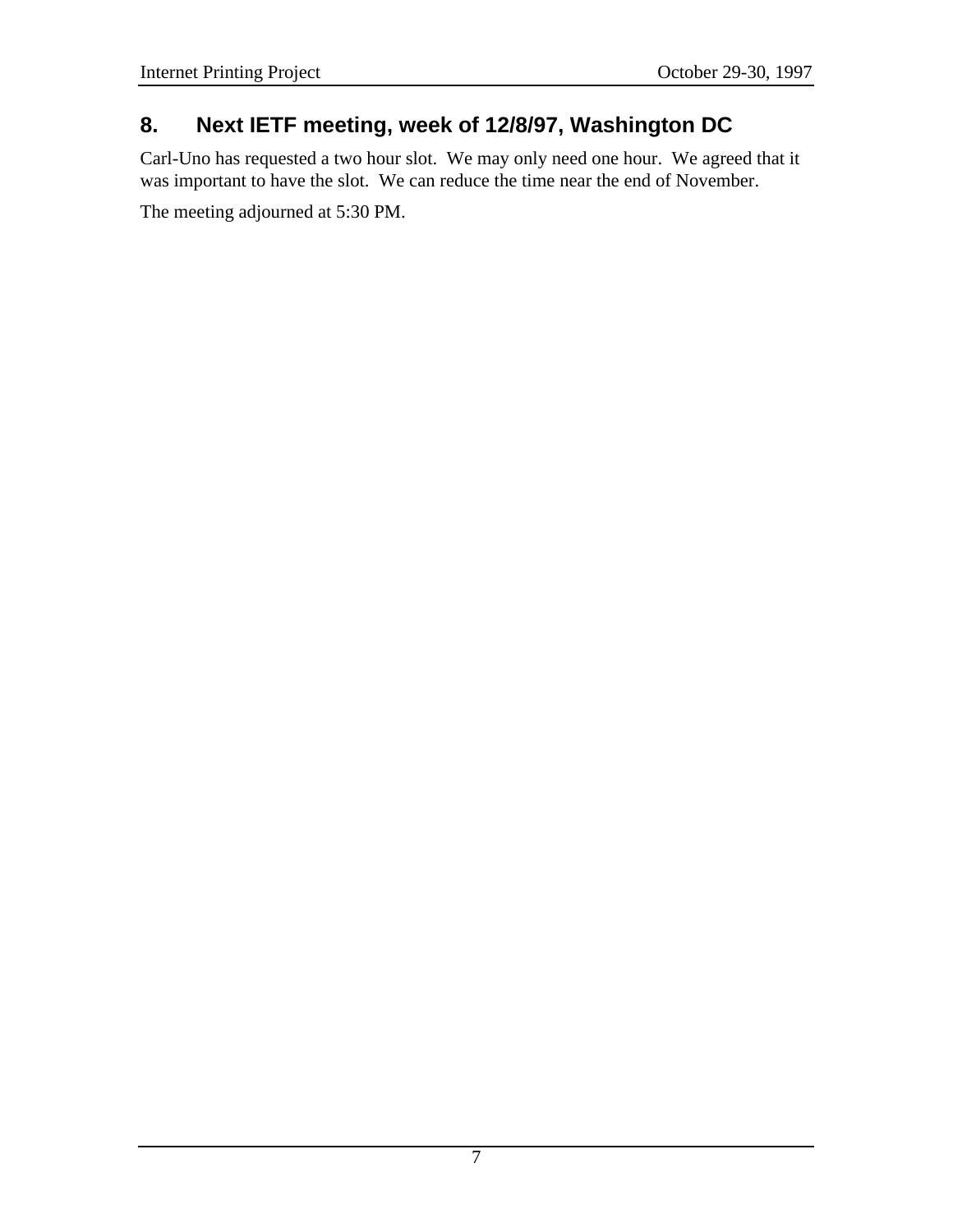## 8. Next IETF meeting, week of 12/8/97, Washington DC

Carl-Uno has requested a two hour slot. We may only need one hour. We agreed that it was important to have the slot. We can reduce the time near the end of November.

The meeting adjourned at 5:30 PM.